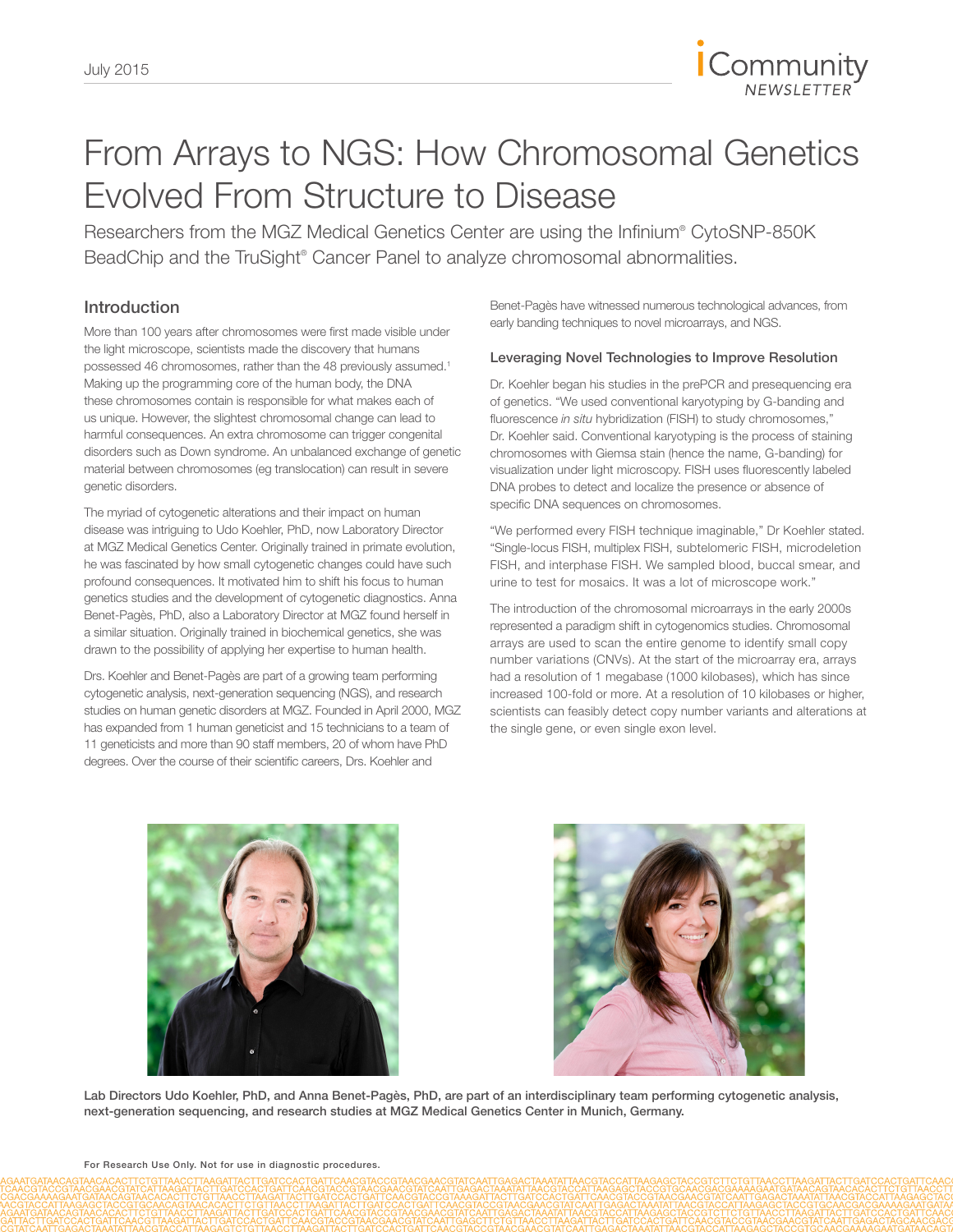# From Arrays to NGS: How Chromosomal Genetics Evolved From Structure to Disease

Researchers from the MGZ Medical Genetics Center are using the Infinium® CytoSNP-850K BeadChip and the TruSight® Cancer Panel to analyze chromosomal abnormalities.

## Introduction

More than 100 years after chromosomes were first made visible under the light microscope, scientists made the discovery that humans possessed 46 chromosomes, rather than the 48 previously assumed.[1] Making up the programming core of the human body, the DNA these chromosomes contain is responsible for what makes each of us unique. However, the slightest chromosomal change can lead to harmful consequences. An extra chromosome can trigger congenital disorders such as Down syndrome. An unbalanced exchange of genetic material between chromosomes (eg translocation) can result in severe genetic disorders.

The myriad of cytogenetic alterations and their impact on human disease was intriguing to Udo Koehler, PhD, now Laboratory Director at MGZ Medical Genetics Center. Originally trained in primate evolution, he was fascinated by how small cytogenetic changes could have such profound consequences. It motivated him to shift his focus to human genetics studies and the development of cytogenetic diagnostics. Anna Benet-Pagès, PhD, also a Laboratory Director at MGZ found herself in a similar situation. Originally trained in biochemical genetics, she was drawn to the possibility of applying her expertise to human health.

Drs. Koehler and Benet-Pagès are part of a growing team performing cytogenetic analysis, next-generation sequencing (NGS), and research studies on human genetic disorders at MGZ. Founded in April 2000, MGZ has expanded from 1 human geneticist and 15 technicians to a team of 11 geneticists and more than 90 staff members, 20 of whom have PhD degrees. Over the course of their scientific careers, Drs. Koehler and Benet-Pagès have witnessed numerous technological advances, from early banding techniques to novel microarrays, and NGS.

### Leveraging Novel Technologies to Improve Resolution

Dr. Koehler began his studies in the prePCR and presequencing era of genetics. "We used conventional karyotyping by G-banding and fluorescence *in situ* hybridization (FISH) to study chromosomes," Dr. Koehler said. Conventional karyotyping is the process of staining chromosomes with Giemsa stain (hence the name, G-banding) for visualization under light microscopy. FISH uses fluorescently labeled DNA probes to detect and localize the presence or absence of specific DNA sequences on chromosomes.

"We performed every FISH technique imaginable," Dr Koehler stated. "Single-locus FISH, multiplex FISH, subtelomeric FISH, microdeletion FISH, and interphase FISH. We sampled blood, buccal smear, and urine to test for mosaics. It was a lot of microscope work."

The introduction of the chromosomal microarrays in the early 2000s represented a paradigm shift in cytogenomics studies. Chromosomal arrays are used to scan the entire genome to identify small copy number variations (CNVs). At the start of the microarray era, arrays had a resolution of 1 megabase (1000 kilobases), which has since increased 100-fold or more. At a resolution of 10 kilobases or higher, scientists can feasibly detect copy number variants and alterations at the single gene, or even single exon level.

**Lab Directors Udo Koehler, PhD, and Anna Benet-Pagès, PhD, are part of an interdisciplinary team performing cytogenetic analysis, next-generation sequencing, and research studies at MGZ Medical Genetics Center in Munich, Germany.**

For Research Use Only. Not for use in diagnostic procedures.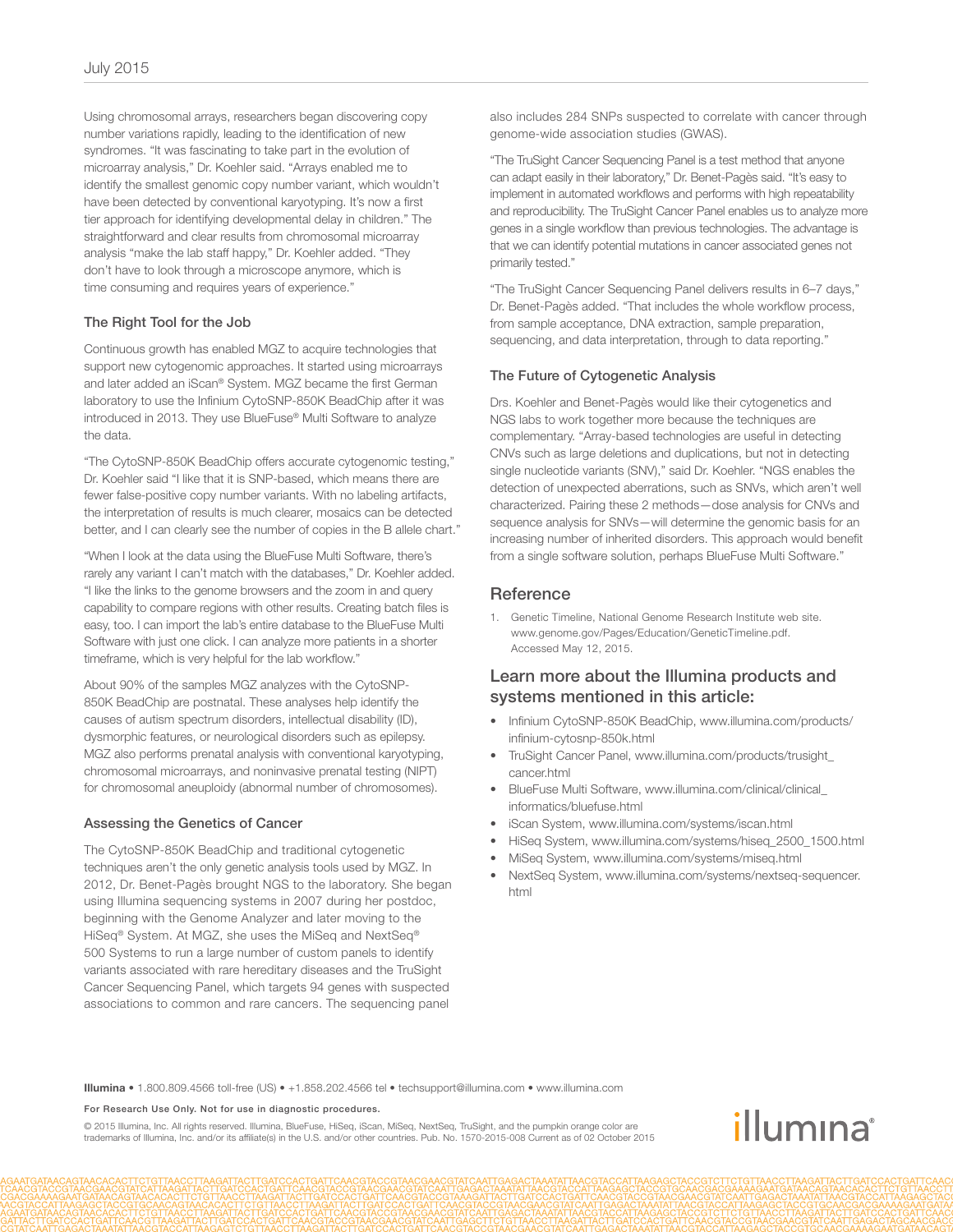Using chromosomal arrays, researchers began discovering copy number variations rapidly, leading to the identification of new syndromes. "It was fascinating to take part in the evolution of microarray analysis," Dr. Koehler said. "Arrays enabled me to identify the smallest genomic copy number variant, which wouldn't have been detected by conventional karyotyping. It's now a first tier approach for identifying developmental delay in children." The straightforward and clear results from chromosomal microarray analysis "make the lab staff happy," Dr. Koehler added. "They don't have to look through a microscope anymore, which is time consuming and requires years of experience."

### The Right Tool for the Job

Continuous growth has enabled MGZ to acquire technologies that support new cytogenomic approaches. It started using microarrays and later added an iScan® System. MGZ became the first German laboratory to use the Infinium CytoSNP-850K BeadChip after it was introduced in 2013. They use BlueFuse® Multi Software to analyze the data.

"The CytoSNP-850K BeadChip offers accurate cytogenomic testing," Dr. Koehler said "I like that it is SNP-based, which means there are fewer false-positive copy number variants. With no labeling artifacts, the interpretation of results is much clearer, mosaics can be detected better, and I can clearly see the number of copies in the B allele chart."

"When I look at the data using the BlueFuse Multi Software, there's rarely any variant I can't match with the databases," Dr. Koehler added. "I like the links to the genome browsers and the zoom in and query capability to compare regions with other results. Creating batch files is easy, too. I can import the lab's entire database to the BlueFuse Multi Software with just one click. I can analyze more patients in a shorter timeframe, which is very helpful for the lab workflow."

About 90% of the samples MGZ analyzes with the CytoSNP-850K BeadChip are postnatal. These analyses help identify the causes of autism spectrum disorders, intellectual disability (ID), dysmorphic features, or neurological disorders such as epilepsy. MGZ also performs prenatal analysis with conventional karyotyping, chromosomal microarrays, and noninvasive prenatal testing (NIPT) for chromosomal aneuploidy (abnormal number of chromosomes).

### Assessing the Genetics of Cancer

The CytoSNP-850K BeadChip and traditional cytogenetic techniques aren't the only genetic analysis tools used by MGZ. In 2012, Dr. Benet-Pagès brought NGS to the laboratory. She began using Illumina sequencing systems in 2007 during her postdoc, beginning with the Genome Analyzer and later moving to the HiSeq® System. At MGZ, she uses the MiSeq and NextSeq® 500 Systems to run a large number of custom panels to identify variants associated with rare hereditary diseases and the TruSight Cancer Sequencing Panel, which targets 94 genes with suspected associations to common and rare cancers. The sequencing panel also includes 284 SNPs suspected to correlate with cancer through genome-wide association studies (GWAS).

"The TruSight Cancer Sequencing Panel is a test method that anyone can adapt easily in their laboratory," Dr. Benet-Pagès said. "It's easy to implement in automated workflows and performs with high repeatability and reproducibility. The TruSight Cancer Panel enables us to analyze more genes in a single workflow than previous technologies. The advantage is that we can identify potential mutations in cancer associated genes not primarily tested."

"The TruSight Cancer Sequencing Panel delivers results in 6–7 days," Dr. Benet-Pagès added. "That includes the whole workflow process, from sample acceptance, DNA extraction, sample preparation, sequencing, and data interpretation, through to data reporting."

### The Future of Cytogenetic Analysis

Drs. Koehler and Benet-Pagès would like their cytogenetics and NGS labs to work together more because the techniques are complementary. "Array-based technologies are useful in detecting CNVs such as large deletions and duplications, but not in detecting single nucleotide variants (SNV)," said Dr. Koehler. "NGS enables the detection of unexpected aberrations, such as SNVs, which aren't well characterized. Pairing these 2 methods—dose analysis for CNVs and sequence analysis for SNVs—will determine the genomic basis for an increasing number of inherited disorders. This approach would benefit from a single software solution, perhaps BlueFuse Multi Software."

## Reference

1. Genetic Timeline, National Genome Research Institute web site. www.genome.gov/Pages/Education/GeneticTimeline.pdf. Accessed May 12, 2015.

## Learn more about the Illumina products and systems mentioned in this article:

- Infinium CytoSNP-850K BeadChip, www.illumina.com/products/infinium-cytosnp-850k.html
- TruSight Cancer Panel, www.illumina.com/products/trusight_cancer.html
- BlueFuse Multi Software, www.illumina.com/clinical/clinical_informatics/bluefuse.html
- iScan System, www.illumina.com/systems/iscan.html
- HiSeq System, www.illumina.com/systems/hiseq_2500_1500.html
- MiSeq System, www.illumina.com/systems/miseq.html
- NextSeq System, www.illumina.com/systems/nextseq-sequencer.html

**Illumina** • 1.800.809.4566 toll-free (US) • +1.858.202.4566 tel • techsupport@illumina.com • www.illumina.com

For Research Use Only. Not for use in diagnostic procedures.

© 2015 Illumina, Inc. All rights reserved. Illumina, BlueFuse, HiSeq, iScan, MiSeq, NextSeq, TruSight, and the pumpkin orange color are trademarks of Illumina, Inc. and/or its affiliate(s) in the U.S. and/or other countries. Pub. No. 1570-2015-008 Current as of 02 October 2015